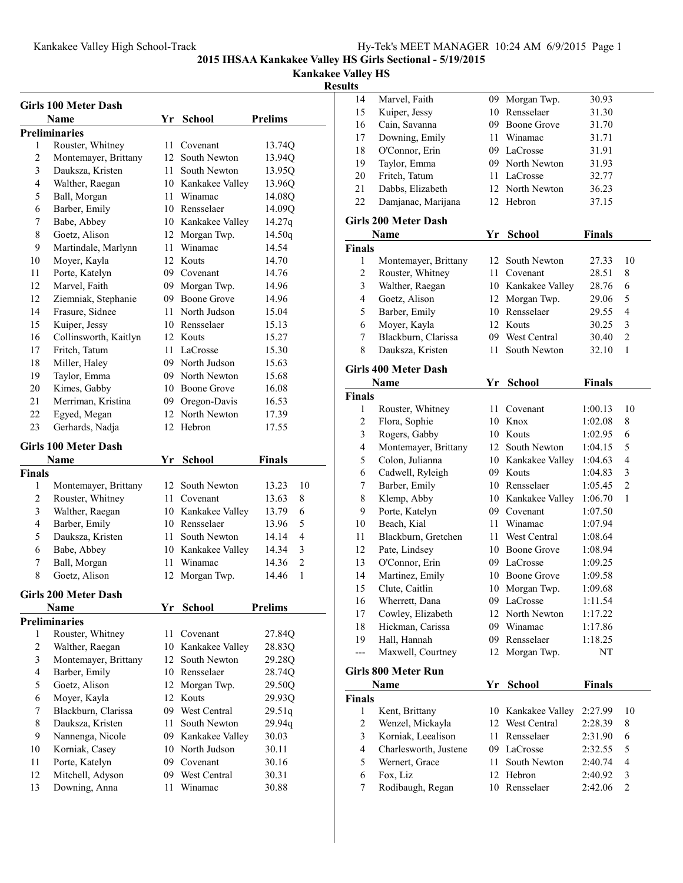# 2015 IHSAA Kankakee Valley HS Girls Sectional - 5/19/2015

## Kankakee Valley HS

### Results

### Girls 100 Meter Dash

**Preliminaries**

| | Name | Yr | School | Prelims |
|---|---|---|---|---|
| 1 | Rouster, Whitney | 11 | Covenant | 13.74Q |
| 2 | Montemayer, Brittany | 12 | South Newton | 13.94Q |
| 3 | Dauksza, Kristen | 11 | South Newton | 13.95Q |
| 4 | Walther, Raegan | 10 | Kankakee Valley | 13.96Q |
| 5 | Ball, Morgan | 11 | Winamac | 14.08Q |
| 6 | Barber, Emily | 10 | Rensselaer | 14.09Q |
| 7 | Babe, Abbey | 10 | Kankakee Valley | 14.27q |
| 8 | Goetz, Alison | 12 | Morgan Twp. | 14.50q |
| 9 | Martindale, Marlynn | 11 | Winamac | 14.54 |
| 10 | Moyer, Kayla | 12 | Kouts | 14.70 |
| 11 | Porte, Katelyn | 09 | Covenant | 14.76 |
| 12 | Marvel, Faith | 09 | Morgan Twp. | 14.96 |
| 12 | Ziemniak, Stephanie | 09 | Boone Grove | 14.96 |
| 14 | Frasure, Sidnee | 11 | North Judson | 15.04 |
| 15 | Kuiper, Jessy | 10 | Rensselaer | 15.13 |
| 16 | Collinsworth, Kaitlyn | 12 | Kouts | 15.27 |
| 17 | Fritch, Tatum | 11 | LaCrosse | 15.30 |
| 18 | Miller, Haley | 09 | North Judson | 15.63 |
| 19 | Taylor, Emma | 09 | North Newton | 15.68 |
| 20 | Kimes, Gabby | 10 | Boone Grove | 16.08 |
| 21 | Merriman, Kristina | 09 | Oregon-Davis | 16.53 |
| 22 | Egyed, Megan | 12 | North Newton | 17.39 |
| 23 | Gerhards, Nadja | 12 | Hebron | 17.55 |

### Girls 100 Meter Dash

**Finals**

| | Name | Yr | School | Finals | |
|---|---|---|---|---|---|
| 1 | Montemayer, Brittany | 12 | South Newton | 13.23 | 10 |
| 2 | Rouster, Whitney | 11 | Covenant | 13.63 | 8 |
| 3 | Walther, Raegan | 10 | Kankakee Valley | 13.79 | 6 |
| 4 | Barber, Emily | 10 | Rensselaer | 13.96 | 5 |
| 5 | Dauksza, Kristen | 11 | South Newton | 14.14 | 4 |
| 6 | Babe, Abbey | 10 | Kankakee Valley | 14.34 | 3 |
| 7 | Ball, Morgan | 11 | Winamac | 14.36 | 2 |
| 8 | Goetz, Alison | 12 | Morgan Twp. | 14.46 | 1 |

### Girls 200 Meter Dash

**Preliminaries**

| | Name | Yr | School | Prelims |
|---|---|---|---|---|
| 1 | Rouster, Whitney | 11 | Covenant | 27.84Q |
| 2 | Walther, Raegan | 10 | Kankakee Valley | 28.83Q |
| 3 | Montemayer, Brittany | 12 | South Newton | 29.28Q |
| 4 | Barber, Emily | 10 | Rensselaer | 28.74Q |
| 5 | Goetz, Alison | 12 | Morgan Twp. | 29.50Q |
| 6 | Moyer, Kayla | 12 | Kouts | 29.93Q |
| 7 | Blackburn, Clarissa | 09 | West Central | 29.51q |
| 8 | Dauksza, Kristen | 11 | South Newton | 29.94q |
| 9 | Nannenga, Nicole | 09 | Kankakee Valley | 30.03 |
| 10 | Korniak, Casey | 10 | North Judson | 30.11 |
| 11 | Porte, Katelyn | 09 | Covenant | 30.16 |
| 12 | Mitchell, Adyson | 09 | West Central | 30.31 |
| 13 | Downing, Anna | 11 | Winamac | 30.88 |
| 14 | Marvel, Faith | 09 | Morgan Twp. | 30.93 |
| 15 | Kuiper, Jessy | 10 | Rensselaer | 31.30 |
| 16 | Cain, Savanna | 09 | Boone Grove | 31.70 |
| 17 | Downing, Emily | 11 | Winamac | 31.71 |
| 18 | O'Connor, Erin | 09 | LaCrosse | 31.91 |
| 19 | Taylor, Emma | 09 | North Newton | 31.93 |
| 20 | Fritch, Tatum | 11 | LaCrosse | 32.77 |
| 21 | Dabbs, Elizabeth | 12 | North Newton | 36.23 |
| 22 | Damjanac, Marijana | 12 | Hebron | 37.15 |

### Girls 200 Meter Dash

**Finals**

| | Name | Yr | School | Finals | |
|---|---|---|---|---|---|
| 1 | Montemayer, Brittany | 12 | South Newton | 27.33 | 10 |
| 2 | Rouster, Whitney | 11 | Covenant | 28.51 | 8 |
| 3 | Walther, Raegan | 10 | Kankakee Valley | 28.76 | 6 |
| 4 | Goetz, Alison | 12 | Morgan Twp. | 29.06 | 5 |
| 5 | Barber, Emily | 10 | Rensselaer | 29.55 | 4 |
| 6 | Moyer, Kayla | 12 | Kouts | 30.25 | 3 |
| 7 | Blackburn, Clarissa | 09 | West Central | 30.40 | 2 |
| 8 | Dauksza, Kristen | 11 | South Newton | 32.10 | 1 |

### Girls 400 Meter Dash

**Finals**

| | Name | Yr | School | Finals | |
|---|---|---|---|---|---|
| 1 | Rouster, Whitney | 11 | Covenant | 1:00.13 | 10 |
| 2 | Flora, Sophie | 10 | Knox | 1:02.08 | 8 |
| 3 | Rogers, Gabby | 10 | Kouts | 1:02.95 | 6 |
| 4 | Montemayer, Brittany | 12 | South Newton | 1:04.15 | 5 |
| 5 | Colon, Julianna | 10 | Kankakee Valley | 1:04.63 | 4 |
| 6 | Cadwell, Ryleigh | 09 | Kouts | 1:04.83 | 3 |
| 7 | Barber, Emily | 10 | Rensselaer | 1:05.45 | 2 |
| 8 | Klemp, Abby | 10 | Kankakee Valley | 1:06.70 | 1 |
| 9 | Porte, Katelyn | 09 | Covenant | 1:07.50 | |
| 10 | Beach, Kial | 11 | Winamac | 1:07.94 | |
| 11 | Blackburn, Gretchen | 11 | West Central | 1:08.64 | |
| 12 | Pate, Lindsey | 10 | Boone Grove | 1:08.94 | |
| 13 | O'Connor, Erin | 09 | LaCrosse | 1:09.25 | |
| 14 | Martinez, Emily | 10 | Boone Grove | 1:09.58 | |
| 15 | Clute, Caitlin | 10 | Morgan Twp. | 1:09.68 | |
| 16 | Wherrett, Dana | 09 | LaCrosse | 1:11.54 | |
| 17 | Cowley, Elizabeth | 12 | North Newton | 1:17.22 | |
| 18 | Hickman, Carissa | 09 | Winamac | 1:17.86 | |
| 19 | Hall, Hannah | 09 | Rensselaer | 1:18.25 | |
| --- | Maxwell, Courtney | 12 | Morgan Twp. | NT | |

### Girls 800 Meter Run

**Finals**

| | Name | Yr | School | Finals | |
|---|---|---|---|---|---|
| 1 | Kent, Brittany | 10 | Kankakee Valley | 2:27.99 | 10 |
| 2 | Wenzel, Mickayla | 12 | West Central | 2:28.39 | 8 |
| 3 | Korniak, Leealison | 11 | Rensselaer | 2:31.90 | 6 |
| 4 | Charlesworth, Justene | 09 | LaCrosse | 2:32.55 | 5 |
| 5 | Wernert, Grace | 11 | South Newton | 2:40.74 | 4 |
| 6 | Fox, Liz | 12 | Hebron | 2:40.92 | 3 |
| 7 | Rodibaugh, Regan | 10 | Rensselaer | 2:42.06 | 2 |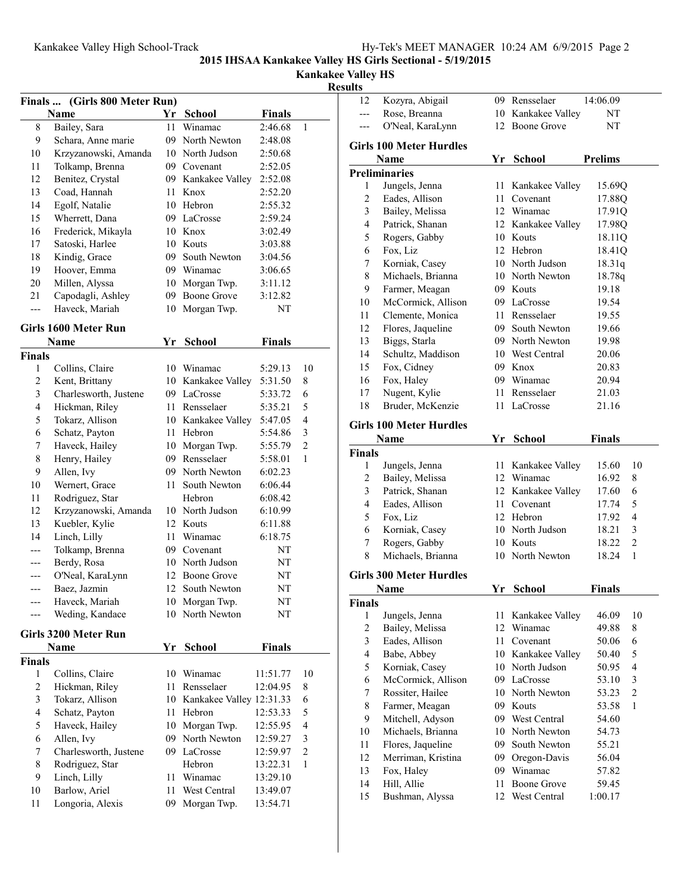## 2015 IHSAA Kankakee Valley HS Girls Sectional - 5/19/2015

### Kankakee Valley HS

### Results

### Finals ... (Girls 800 Meter Run)

| | Name | Yr | School | Finals | |
|---|---|---|---|---|---|
| 8 | Bailey, Sara | 11 | Winamac | 2:46.68 | 1 |
| 9 | Schara, Anne marie | 09 | North Newton | 2:48.08 | |
| 10 | Krzyzanowski, Amanda | 10 | North Judson | 2:50.68 | |
| 11 | Tolkamp, Brenna | 09 | Covenant | 2:52.05 | |
| 12 | Benitez, Crystal | 09 | Kankakee Valley | 2:52.08 | |
| 13 | Coad, Hannah | 11 | Knox | 2:52.20 | |
| 14 | Egolf, Natalie | 10 | Hebron | 2:55.32 | |
| 15 | Wherrett, Dana | 09 | LaCrosse | 2:59.24 | |
| 16 | Frederick, Mikayla | 10 | Knox | 3:02.49 | |
| 17 | Satoski, Harlee | 10 | Kouts | 3:03.88 | |
| 18 | Kindig, Grace | 09 | South Newton | 3:04.56 | |
| 19 | Hoover, Emma | 09 | Winamac | 3:06.65 | |
| 20 | Millen, Alyssa | 10 | Morgan Twp. | 3:11.12 | |
| 21 | Capodagli, Ashley | 09 | Boone Grove | 3:12.82 | |
| --- | Haveck, Mariah | 10 | Morgan Twp. | NT | |

### Girls 1600 Meter Run

| | Name | Yr | School | Finals | |
|---|---|---|---|---|---|
| **Finals** | | | | | |
| 1 | Collins, Claire | 10 | Winamac | 5:29.13 | 10 |
| 2 | Kent, Brittany | 10 | Kankakee Valley | 5:31.50 | 8 |
| 3 | Charlesworth, Justene | 09 | LaCrosse | 5:33.72 | 6 |
| 4 | Hickman, Riley | 11 | Rensselaer | 5:35.21 | 5 |
| 5 | Tokarz, Allison | 10 | Kankakee Valley | 5:47.05 | 4 |
| 6 | Schatz, Payton | 11 | Hebron | 5:54.86 | 3 |
| 7 | Haveck, Hailey | 10 | Morgan Twp. | 5:55.79 | 2 |
| 8 | Henry, Hailey | 09 | Rensselaer | 5:58.01 | 1 |
| 9 | Allen, Ivy | 09 | North Newton | 6:02.23 | |
| 10 | Wernert, Grace | 11 | South Newton | 6:06.44 | |
| 11 | Rodriguez, Star | | Hebron | 6:08.42 | |
| 12 | Krzyzanowski, Amanda | 10 | North Judson | 6:10.99 | |
| 13 | Kuebler, Kylie | 12 | Kouts | 6:11.88 | |
| 14 | Linch, Lilly | 11 | Winamac | 6:18.75 | |
| --- | Tolkamp, Brenna | 09 | Covenant | NT | |
| --- | Berdy, Rosa | 10 | North Judson | NT | |
| --- | O'Neal, KaraLynn | 12 | Boone Grove | NT | |
| --- | Baez, Jazmin | 12 | South Newton | NT | |
| --- | Haveck, Mariah | 10 | Morgan Twp. | NT | |
| --- | Weding, Kandace | 10 | North Newton | NT | |

### Girls 3200 Meter Run

| | Name | Yr | School | Finals | |
|---|---|---|---|---|---|
| **Finals** | | | | | |
| 1 | Collins, Claire | 10 | Winamac | 11:51.77 | 10 |
| 2 | Hickman, Riley | 11 | Rensselaer | 12:04.95 | 8 |
| 3 | Tokarz, Allison | 10 | Kankakee Valley | 12:31.33 | 6 |
| 4 | Schatz, Payton | 11 | Hebron | 12:53.33 | 5 |
| 5 | Haveck, Hailey | 10 | Morgan Twp. | 12:55.95 | 4 |
| 6 | Allen, Ivy | 09 | North Newton | 12:59.27 | 3 |
| 7 | Charlesworth, Justene | 09 | LaCrosse | 12:59.97 | 2 |
| 8 | Rodriguez, Star | | Hebron | 13:22.31 | 1 |
| 9 | Linch, Lilly | 11 | Winamac | 13:29.10 | |
| 10 | Barlow, Ariel | 11 | West Central | 13:49.07 | |
| 11 | Longoria, Alexis | 09 | Morgan Twp. | 13:54.71 | |
| 12 | Kozyra, Abigail | 09 | Rensselaer | 14:06.09 | |
| --- | Rose, Breanna | 10 | Kankakee Valley | NT | |
| --- | O'Neal, KaraLynn | 12 | Boone Grove | NT | |

### Girls 100 Meter Hurdles

| | Name | Yr | School | Prelims |
|---|---|---|---|---|
| **Preliminaries** | | | | |
| 1 | Jungels, Jenna | 11 | Kankakee Valley | 15.69Q |
| 2 | Eades, Allison | 11 | Covenant | 17.88Q |
| 3 | Bailey, Melissa | 12 | Winamac | 17.91Q |
| 4 | Patrick, Shanan | 12 | Kankakee Valley | 17.98Q |
| 5 | Rogers, Gabby | 10 | Kouts | 18.11Q |
| 6 | Fox, Liz | 12 | Hebron | 18.41Q |
| 7 | Korniak, Casey | 10 | North Judson | 18.31q |
| 8 | Michaels, Brianna | 10 | North Newton | 18.78q |
| 9 | Farmer, Meagan | 09 | Kouts | 19.18 |
| 10 | McCormick, Allison | 09 | LaCrosse | 19.54 |
| 11 | Clemente, Monica | 11 | Rensselaer | 19.55 |
| 12 | Flores, Jaqueline | 09 | South Newton | 19.66 |
| 13 | Biggs, Starla | 09 | North Newton | 19.98 |
| 14 | Schultz, Maddison | 10 | West Central | 20.06 |
| 15 | Fox, Cidney | 09 | Knox | 20.83 |
| 16 | Fox, Haley | 09 | Winamac | 20.94 |
| 17 | Nugent, Kylie | 11 | Rensselaer | 21.03 |
| 18 | Bruder, McKenzie | 11 | LaCrosse | 21.16 |

### Girls 100 Meter Hurdles

| | Name | Yr | School | Finals | |
|---|---|---|---|---|---|
| **Finals** | | | | | |
| 1 | Jungels, Jenna | 11 | Kankakee Valley | 15.60 | 10 |
| 2 | Bailey, Melissa | 12 | Winamac | 16.92 | 8 |
| 3 | Patrick, Shanan | 12 | Kankakee Valley | 17.60 | 6 |
| 4 | Eades, Allison | 11 | Covenant | 17.74 | 5 |
| 5 | Fox, Liz | 12 | Hebron | 17.92 | 4 |
| 6 | Korniak, Casey | 10 | North Judson | 18.21 | 3 |
| 7 | Rogers, Gabby | 10 | Kouts | 18.22 | 2 |
| 8 | Michaels, Brianna | 10 | North Newton | 18.24 | 1 |

### Girls 300 Meter Hurdles

| | Name | Yr | School | Finals | |
|---|---|---|---|---|---|
| **Finals** | | | | | |
| 1 | Jungels, Jenna | 11 | Kankakee Valley | 46.09 | 10 |
| 2 | Bailey, Melissa | 12 | Winamac | 49.88 | 8 |
| 3 | Eades, Allison | 11 | Covenant | 50.06 | 6 |
| 4 | Babe, Abbey | 10 | Kankakee Valley | 50.40 | 5 |
| 5 | Korniak, Casey | 10 | North Judson | 50.95 | 4 |
| 6 | McCormick, Allison | 09 | LaCrosse | 53.10 | 3 |
| 7 | Rossiter, Hailee | 10 | North Newton | 53.23 | 2 |
| 8 | Farmer, Meagan | 09 | Kouts | 53.58 | 1 |
| 9 | Mitchell, Adyson | 09 | West Central | 54.60 | |
| 10 | Michaels, Brianna | 10 | North Newton | 54.73 | |
| 11 | Flores, Jaqueline | 09 | South Newton | 55.21 | |
| 12 | Merriman, Kristina | 09 | Oregon-Davis | 56.04 | |
| 13 | Fox, Haley | 09 | Winamac | 57.82 | |
| 14 | Hill, Allie | 11 | Boone Grove | 59.45 | |
| 15 | Bushman, Alyssa | 12 | West Central | 1:00.17 | |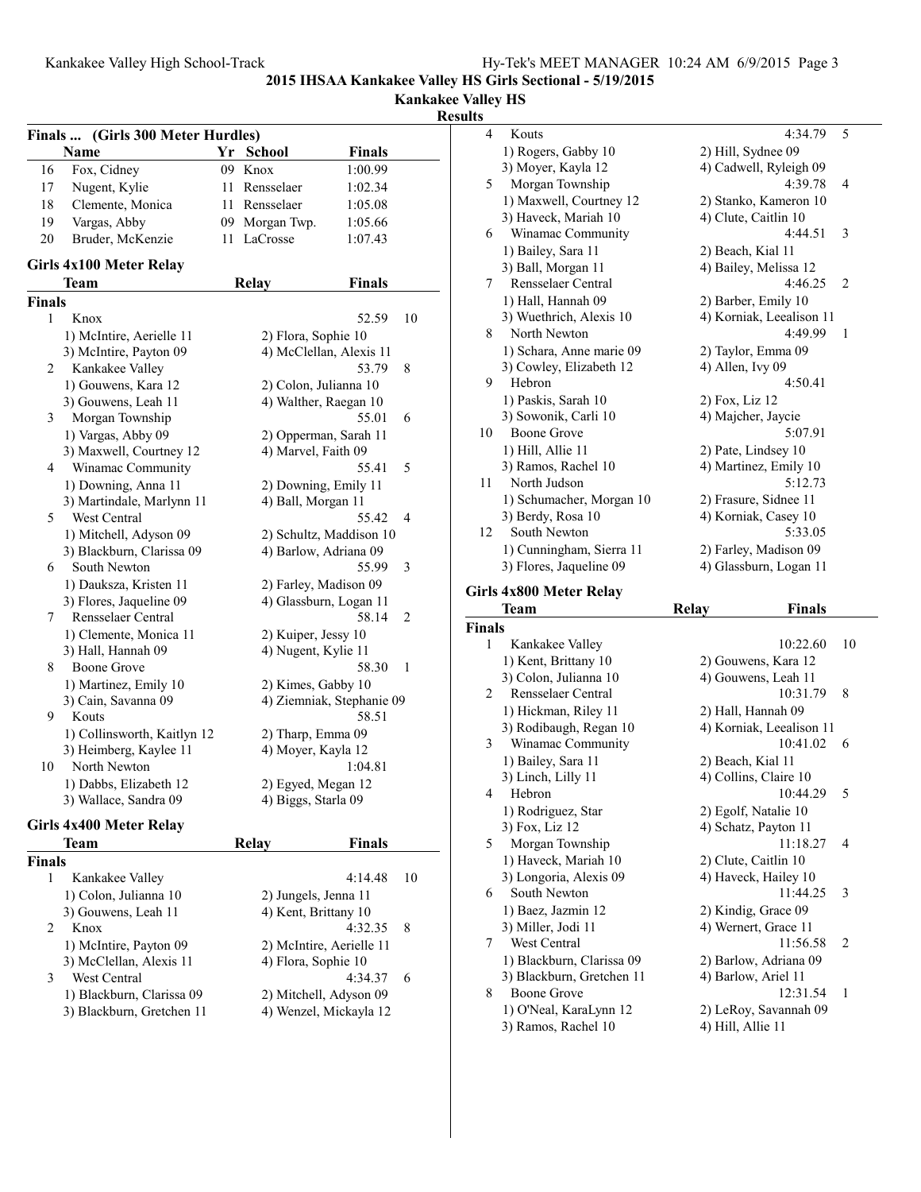# 2015 IHSAA Kankakee Valley HS Girls Sectional - 5/19/2015

## Kankakee Valley HS

### Results

**Finals ... (Girls 300 Meter Hurdles)**

| | Name | Yr | School | Finals |
|---|---|---|---|---|
| 16 | Fox, Cidney | 09 | Knox | 1:00.99 |
| 17 | Nugent, Kylie | 11 | Rensselaer | 1:02.34 |
| 18 | Clemente, Monica | 11 | Rensselaer | 1:05.08 |
| 19 | Vargas, Abby | 09 | Morgan Twp. | 1:05.66 |
| 20 | Bruder, McKenzie | 11 | LaCrosse | 1:07.43 |

### Girls 4x100 Meter Relay

| | Team | Relay | Finals | |
|---|---|---|---|---|
| **Finals** | | | | |
| 1 | Knox | | 52.59 | 10 |
| | 1) McIntire, Aerielle 11 | 2) Flora, Sophie 10 | | |
| | 3) McIntire, Payton 09 | 4) McClellan, Alexis 11 | | |
| 2 | Kankakee Valley | | 53.79 | 8 |
| | 1) Gouwens, Kara 12 | 2) Colon, Julianna 10 | | |
| | 3) Gouwens, Leah 11 | 4) Walther, Raegan 10 | | |
| 3 | Morgan Township | | 55.01 | 6 |
| | 1) Vargas, Abby 09 | 2) Opperman, Sarah 11 | | |
| | 3) Maxwell, Courtney 12 | 4) Marvel, Faith 09 | | |
| 4 | Winamac Community | | 55.41 | 5 |
| | 1) Downing, Anna 11 | 2) Downing, Emily 11 | | |
| | 3) Martindale, Marlynn 11 | 4) Ball, Morgan 11 | | |
| 5 | West Central | | 55.42 | 4 |
| | 1) Mitchell, Adyson 09 | 2) Schultz, Maddison 10 | | |
| | 3) Blackburn, Clarissa 09 | 4) Barlow, Adriana 09 | | |
| 6 | South Newton | | 55.99 | 3 |
| | 1) Dauksza, Kristen 11 | 2) Farley, Madison 09 | | |
| | 3) Flores, Jaqueline 09 | 4) Glassburn, Logan 11 | | |
| 7 | Rensselaer Central | | 58.14 | 2 |
| | 1) Clemente, Monica 11 | 2) Kuiper, Jessy 10 | | |
| | 3) Hall, Hannah 09 | 4) Nugent, Kylie 11 | | |
| 8 | Boone Grove | | 58.30 | 1 |
| | 1) Martinez, Emily 10 | 2) Kimes, Gabby 10 | | |
| | 3) Cain, Savanna 09 | 4) Ziemniak, Stephanie 09 | | |
| 9 | Kouts | | 58.51 | |
| | 1) Collinsworth, Kaitlyn 12 | 2) Tharp, Emma 09 | | |
| | 3) Heimberg, Kaylee 11 | 4) Moyer, Kayla 12 | | |
| 10 | North Newton | | 1:04.81 | |
| | 1) Dabbs, Elizabeth 12 | 2) Egyed, Megan 12 | | |
| | 3) Wallace, Sandra 09 | 4) Biggs, Starla 09 | | |

### Girls 4x400 Meter Relay

| | Team | Relay | Finals | |
|---|---|---|---|---|
| **Finals** | | | | |
| 1 | Kankakee Valley | | 4:14.48 | 10 |
| | 1) Colon, Julianna 10 | 2) Jungels, Jenna 11 | | |
| | 3) Gouwens, Leah 11 | 4) Kent, Brittany 10 | | |
| 2 | Knox | | 4:32.35 | 8 |
| | 1) McIntire, Payton 09 | 2) McIntire, Aerielle 11 | | |
| | 3) McClellan, Alexis 11 | 4) Flora, Sophie 10 | | |
| 3 | West Central | | 4:34.37 | 6 |
| | 1) Blackburn, Clarissa 09 | 2) Mitchell, Adyson 09 | | |
| | 3) Blackburn, Gretchen 11 | 4) Wenzel, Mickayla 12 | | |
| 4 | Kouts | | 4:34.79 | 5 |
| | 1) Rogers, Gabby 10 | 2) Hill, Sydnee 09 | | |
| | 3) Moyer, Kayla 12 | 4) Cadwell, Ryleigh 09 | | |
| 5 | Morgan Township | | 4:39.78 | 4 |
| | 1) Maxwell, Courtney 12 | 2) Stanko, Kameron 10 | | |
| | 3) Haveck, Mariah 10 | 4) Clute, Caitlin 10 | | |
| 6 | Winamac Community | | 4:44.51 | 3 |
| | 1) Bailey, Sara 11 | 2) Beach, Kial 11 | | |
| | 3) Ball, Morgan 11 | 4) Bailey, Melissa 12 | | |
| 7 | Rensselaer Central | | 4:46.25 | 2 |
| | 1) Hall, Hannah 09 | 2) Barber, Emily 10 | | |
| | 3) Wuethrich, Alexis 10 | 4) Korniak, Lealison 11 | | |
| 8 | North Newton | | 4:49.99 | 1 |
| | 1) Schara, Anne marie 09 | 2) Taylor, Emma 09 | | |
| | 3) Cowley, Elizabeth 12 | 4) Allen, Ivy 09 | | |
| 9 | Hebron | | 4:50.41 | |
| | 1) Paskis, Sarah 10 | 2) Fox, Liz 12 | | |
| | 3) Sowonik, Carli 10 | 4) Majcher, Jaycie | | |
| 10 | Boone Grove | | 5:07.91 | |
| | 1) Hill, Allie 11 | 2) Pate, Lindsey 10 | | |
| | 3) Ramos, Rachel 10 | 4) Martinez, Emily 10 | | |
| 11 | North Judson | | 5:12.73 | |
| | 1) Schumacher, Morgan 10 | 2) Frasure, Sidnee 11 | | |
| | 3) Berdy, Rosa 10 | 4) Korniak, Casey 10 | | |
| 12 | South Newton | | 5:33.05 | |
| | 1) Cunningham, Sierra 11 | 2) Farley, Madison 09 | | |
| | 3) Flores, Jaqueline 09 | 4) Glassburn, Logan 11 | | |

### Girls 4x800 Meter Relay

| | Team | Relay | Finals | |
|---|---|---|---|---|
| **Finals** | | | | |
| 1 | Kankakee Valley | | 10:22.60 | 10 |
| | 1) Kent, Brittany 10 | 2) Gouwens, Kara 12 | | |
| | 3) Colon, Julianna 10 | 4) Gouwens, Leah 11 | | |
| 2 | Rensselaer Central | | 10:31.79 | 8 |
| | 1) Hickman, Riley 11 | 2) Hall, Hannah 09 | | |
| | 3) Rodibaugh, Regan 10 | 4) Korniak, Lealison 11 | | |
| 3 | Winamac Community | | 10:41.02 | 6 |
| | 1) Bailey, Sara 11 | 2) Beach, Kial 11 | | |
| | 3) Linch, Lilly 11 | 4) Collins, Claire 10 | | |
| 4 | Hebron | | 10:44.29 | 5 |
| | 1) Rodriguez, Star | 2) Egolf, Natalie 10 | | |
| | 3) Fox, Liz 12 | 4) Schatz, Payton 11 | | |
| 5 | Morgan Township | | 11:18.27 | 4 |
| | 1) Haveck, Mariah 10 | 2) Clute, Caitlin 10 | | |
| | 3) Longoria, Alexis 09 | 4) Haveck, Hailey 10 | | |
| 6 | South Newton | | 11:44.25 | 3 |
| | 1) Baez, Jazmin 12 | 2) Kindig, Grace 09 | | |
| | 3) Miller, Jodi 11 | 4) Wernert, Grace 11 | | |
| 7 | West Central | | 11:56.58 | 2 |
| | 1) Blackburn, Clarissa 09 | 2) Barlow, Adriana 09 | | |
| | 3) Blackburn, Gretchen 11 | 4) Barlow, Ariel 11 | | |
| 8 | Boone Grove | | 12:31.54 | 1 |
| | 1) O'Neal, KaraLynn 12 | 2) LeRoy, Savannah 09 | | |
| | 3) Ramos, Rachel 10 | 4) Hill, Allie 11 | | |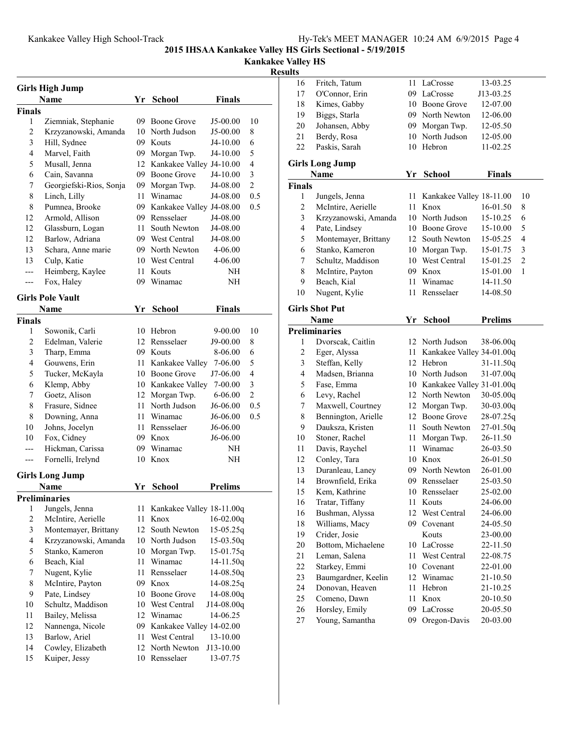**2015 IHSAA Kankakee Valley HS Girls Sectional - 5/19/2015**

**Kankakee Valley HS**

**Results**

### Girls High Jump

| | Name | Yr | School | Finals | |
|---|---|---|---|---|---|
| **Finals** | | | | | |
| 1 | Ziemniak, Stephanie | 09 | Boone Grove | J5-00.00 | 10 |
| 2 | Krzyzanowski, Amanda | 10 | North Judson | J5-00.00 | 8 |
| 3 | Hill, Sydnee | 09 | Kouts | J4-10.00 | 6 |
| 4 | Marvel, Faith | 09 | Morgan Twp. | J4-10.00 | 5 |
| 5 | Musall, Jenna | 12 | Kankakee Valley | J4-10.00 | 4 |
| 6 | Cain, Savanna | 09 | Boone Grove | J4-10.00 | 3 |
| 7 | Georgiefski-Rios, Sonja | 09 | Morgan Twp. | J4-08.00 | 2 |
| 8 | Linch, Lilly | 11 | Winamac | J4-08.00 | 0.5 |
| 8 | Pumnea, Brooke | 09 | Kankakee Valley | J4-08.00 | 0.5 |
| 12 | Armold, Allison | 09 | Rensselaer | J4-08.00 | |
| 12 | Glassburn, Logan | 11 | South Newton | J4-08.00 | |
| 12 | Barlow, Adriana | 09 | West Central | J4-08.00 | |
| 13 | Schara, Anne marie | 09 | North Newton | 4-06.00 | |
| 13 | Culp, Katie | 10 | West Central | 4-06.00 | |
| --- | Heimberg, Kaylee | 11 | Kouts | NH | |
| --- | Fox, Haley | 09 | Winamac | NH | |

### Girls Pole Vault

| | Name | Yr | School | Finals | |
|---|---|---|---|---|---|
| **Finals** | | | | | |
| 1 | Sowonik, Carli | 10 | Hebron | 9-00.00 | 10 |
| 2 | Edelman, Valerie | 12 | Rensselaer | J9-00.00 | 8 |
| 3 | Tharp, Emma | 09 | Kouts | 8-06.00 | 6 |
| 4 | Gouwens, Erin | 11 | Kankakee Valley | 7-06.00 | 5 |
| 5 | Tucker, McKayla | 10 | Boone Grove | J7-06.00 | 4 |
| 6 | Klemp, Abby | 10 | Kankakee Valley | 7-00.00 | 3 |
| 7 | Goetz, Alison | 12 | Morgan Twp. | 6-06.00 | 2 |
| 8 | Frasure, Sidnee | 11 | North Judson | J6-06.00 | 0.5 |
| 8 | Downing, Anna | 11 | Winamac | J6-06.00 | 0.5 |
| 10 | Johns, Jocelyn | 11 | Rensselaer | J6-06.00 | |
| 10 | Fox, Cidney | 09 | Knox | J6-06.00 | |
| --- | Hickman, Carissa | 09 | Winamac | NH | |
| --- | Fornelli, Irelynd | 10 | Knox | NH | |

### Girls Long Jump

| | Name | Yr | School | Prelims |
|---|---|---|---|---|
| **Preliminaries** | | | | |
| 1 | Jungels, Jenna | 11 | Kankakee Valley | 18-11.00q |
| 2 | McIntire, Aerielle | 11 | Knox | 16-02.00q |
| 3 | Montemayer, Brittany | 12 | South Newton | 15-05.25q |
| 4 | Krzyzanowski, Amanda | 10 | North Judson | 15-03.50q |
| 5 | Stanko, Kameron | 10 | Morgan Twp. | 15-01.75q |
| 6 | Beach, Kial | 11 | Winamac | 14-11.50q |
| 7 | Nugent, Kylie | 11 | Rensselaer | 14-08.50q |
| 8 | McIntire, Payton | 09 | Knox | 14-08.25q |
| 9 | Pate, Lindsey | 10 | Boone Grove | 14-08.00q |
| 10 | Schultz, Maddison | 10 | West Central | J14-08.00q |
| 11 | Bailey, Melissa | 12 | Winamac | 14-06.25 |
| 12 | Nannenga, Nicole | 09 | Kankakee Valley | 14-02.00 |
| 13 | Barlow, Ariel | 11 | West Central | 13-10.00 |
| 14 | Cowley, Elizabeth | 12 | North Newton | J13-10.00 |
| 15 | Kuiper, Jessy | 10 | Rensselaer | 13-07.75 |
| 16 | Fritch, Tatum | 11 | LaCrosse | 13-03.25 |
| 17 | O'Connor, Erin | 09 | LaCrosse | J13-03.25 |
| 18 | Kimes, Gabby | 10 | Boone Grove | 12-07.00 |
| 19 | Biggs, Starla | 09 | North Newton | 12-06.00 |
| 20 | Johansen, Abby | 09 | Morgan Twp. | 12-05.50 |
| 21 | Berdy, Rosa | 10 | North Judson | 12-05.00 |
| 22 | Paskis, Sarah | 10 | Hebron | 11-02.25 |

### Girls Long Jump

| | Name | Yr | School | Finals | |
|---|---|---|---|---|---|
| **Finals** | | | | | |
| 1 | Jungels, Jenna | 11 | Kankakee Valley | 18-11.00 | 10 |
| 2 | McIntire, Aerielle | 11 | Knox | 16-01.50 | 8 |
| 3 | Krzyzanowski, Amanda | 10 | North Judson | 15-10.25 | 6 |
| 4 | Pate, Lindsey | 10 | Boone Grove | 15-10.00 | 5 |
| 5 | Montemayer, Brittany | 12 | South Newton | 15-05.25 | 4 |
| 6 | Stanko, Kameron | 10 | Morgan Twp. | 15-01.75 | 3 |
| 7 | Schultz, Maddison | 10 | West Central | 15-01.25 | 2 |
| 8 | McIntire, Payton | 09 | Knox | 15-01.00 | 1 |
| 9 | Beach, Kial | 11 | Winamac | 14-11.50 | |
| 10 | Nugent, Kylie | 11 | Rensselaer | 14-08.50 | |

### Girls Shot Put

| | Name | Yr | School | Prelims |
|---|---|---|---|---|
| **Preliminaries** | | | | |
| 1 | Dvorscak, Caitlin | 12 | North Judson | 38-06.00q |
| 2 | Eger, Alyssa | 11 | Kankakee Valley | 34-01.00q |
| 3 | Steffan, Kelly | 12 | Hebron | 31-11.50q |
| 4 | Madsen, Brianna | 10 | North Judson | 31-07.00q |
| 5 | Fase, Emma | 10 | Kankakee Valley | 31-01.00q |
| 6 | Levy, Rachel | 12 | North Newton | 30-05.00q |
| 7 | Maxwell, Courtney | 12 | Morgan Twp. | 30-03.00q |
| 8 | Bennington, Arielle | 12 | Boone Grove | 28-07.25q |
| 9 | Dauksza, Kristen | 11 | South Newton | 27-01.50q |
| 10 | Stoner, Rachel | 11 | Morgan Twp. | 26-11.50 |
| 11 | Davis, Raychel | 11 | Winamac | 26-03.50 |
| 12 | Conley, Tara | 10 | Knox | 26-01.50 |
| 13 | Duranleau, Laney | 09 | North Newton | 26-01.00 |
| 14 | Brownfield, Erika | 09 | Rensselaer | 25-03.50 |
| 15 | Kem, Kathrine | 10 | Rensselaer | 25-02.00 |
| 16 | Tratar, Tiffany | 11 | Kouts | 24-06.00 |
| 16 | Bushman, Alyssa | 12 | West Central | 24-06.00 |
| 18 | Williams, Macy | 09 | Covenant | 24-05.50 |
| 19 | Crider, Josie | | Kouts | 23-00.00 |
| 20 | Bottom, Michaelene | 10 | LaCrosse | 22-11.50 |
| 21 | Leman, Salena | 11 | West Central | 22-08.75 |
| 22 | Starkey, Emmi | 10 | Covenant | 22-01.00 |
| 23 | Baumgardner, Keelin | 12 | Winamac | 21-10.50 |
| 24 | Donovan, Heaven | 11 | Hebron | 21-10.25 |
| 25 | Comeno, Dawn | 11 | Knox | 20-10.50 |
| 26 | Horsley, Emily | 09 | LaCrosse | 20-05.50 |
| 27 | Young, Samantha | 09 | Oregon-Davis | 20-03.00 |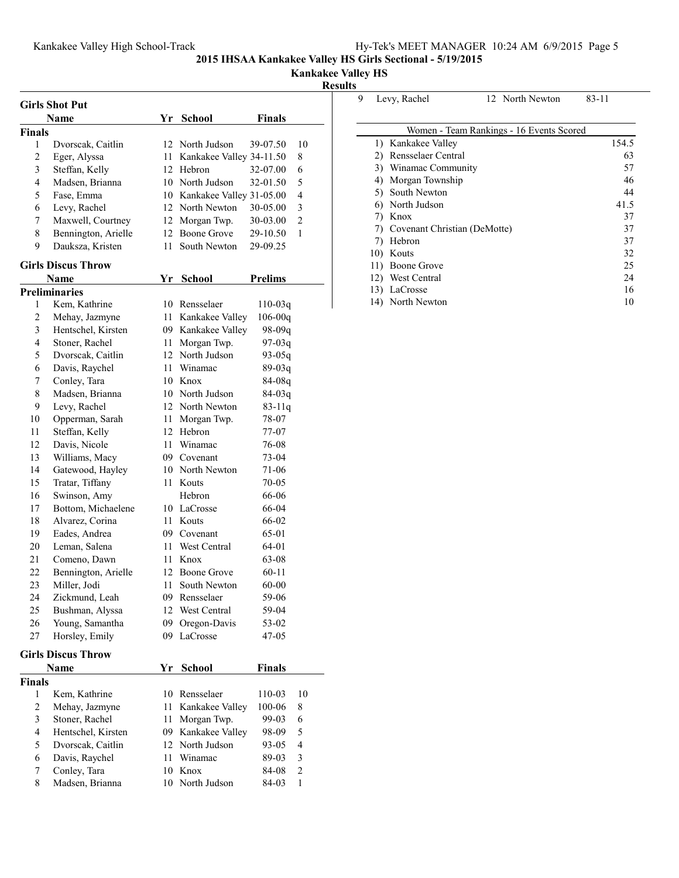## Girls Shot Put

| | Name | Yr | School | Finals | |
|---|---|---|---|---|---|
| **Finals** | | | | | |
| 1 | Dvorscak, Caitlin | 12 | North Judson | 39-07.50 | 10 |
| 2 | Eger, Alyssa | 11 | Kankakee Valley | 34-11.50 | 8 |
| 3 | Steffan, Kelly | 12 | Hebron | 32-07.00 | 6 |
| 4 | Madsen, Brianna | 10 | North Judson | 32-01.50 | 5 |
| 5 | Fase, Emma | 10 | Kankakee Valley | 31-05.00 | 4 |
| 6 | Levy, Rachel | 12 | North Newton | 30-05.00 | 3 |
| 7 | Maxwell, Courtney | 12 | Morgan Twp. | 30-03.00 | 2 |
| 8 | Bennington, Arielle | 12 | Boone Grove | 29-10.50 | 1 |
| 9 | Dauksza, Kristen | 11 | South Newton | 29-09.25 | |

## Girls Discus Throw

| | Name | Yr | School | Prelims |
|---|---|---|---|---|
| **Preliminaries** | | | | |
| 1 | Kem, Kathrine | 10 | Rensselaer | 110-03q |
| 2 | Mehay, Jazmyne | 11 | Kankakee Valley | 106-00q |
| 3 | Hentschel, Kirsten | 09 | Kankakee Valley | 98-09q |
| 4 | Stoner, Rachel | 11 | Morgan Twp. | 97-03q |
| 5 | Dvorscak, Caitlin | 12 | North Judson | 93-05q |
| 6 | Davis, Raychel | 11 | Winamac | 89-03q |
| 7 | Conley, Tara | 10 | Knox | 84-08q |
| 8 | Madsen, Brianna | 10 | North Judson | 84-03q |
| 9 | Levy, Rachel | 12 | North Newton | 83-11q |
| 10 | Opperman, Sarah | 11 | Morgan Twp. | 78-07 |
| 11 | Steffan, Kelly | 12 | Hebron | 77-07 |
| 12 | Davis, Nicole | 11 | Winamac | 76-08 |
| 13 | Williams, Macy | 09 | Covenant | 73-04 |
| 14 | Gatewood, Hayley | 10 | North Newton | 71-06 |
| 15 | Tratar, Tiffany | 11 | Kouts | 70-05 |
| 16 | Swinson, Amy | | Hebron | 66-06 |
| 17 | Bottom, Michaelene | 10 | LaCrosse | 66-04 |
| 18 | Alvarez, Corina | 11 | Kouts | 66-02 |
| 19 | Eades, Andrea | 09 | Covenant | 65-01 |
| 20 | Leman, Salena | 11 | West Central | 64-01 |
| 21 | Comeno, Dawn | 11 | Knox | 63-08 |
| 22 | Bennington, Arielle | 12 | Boone Grove | 60-11 |
| 23 | Miller, Jodi | 11 | South Newton | 60-00 |
| 24 | Zickmund, Leah | 09 | Rensselaer | 59-06 |
| 25 | Bushman, Alyssa | 12 | West Central | 59-04 |
| 26 | Young, Samantha | 09 | Oregon-Davis | 53-02 |
| 27 | Horsley, Emily | 09 | LaCrosse | 47-05 |

## Girls Discus Throw

| | Name | Yr | School | Finals | |
|---|---|---|---|---|---|
| **Finals** | | | | | |
| 1 | Kem, Kathrine | 10 | Rensselaer | 110-03 | 10 |
| 2 | Mehay, Jazmyne | 11 | Kankakee Valley | 100-06 | 8 |
| 3 | Stoner, Rachel | 11 | Morgan Twp. | 99-03 | 6 |
| 4 | Hentschel, Kirsten | 09 | Kankakee Valley | 98-09 | 5 |
| 5 | Dvorscak, Caitlin | 12 | North Judson | 93-05 | 4 |
| 6 | Davis, Raychel | 11 | Winamac | 89-03 | 3 |
| 7 | Conley, Tara | 10 | Knox | 84-08 | 2 |
| 8 | Madsen, Brianna | 10 | North Judson | 84-03 | 1 |
| 9 | Levy, Rachel | 12 | North Newton | 83-11 | |

## Women - Team Rankings - 16 Events Scored

| | | |
|---|---|---|
| 1) | Kankakee Valley | 154.5 |
| 2) | Rensselaer Central | 63 |
| 3) | Winamac Community | 57 |
| 4) | Morgan Township | 46 |
| 5) | South Newton | 44 |
| 6) | North Judson | 41.5 |
| 7) | Knox | 37 |
| 7) | Covenant Christian (DeMotte) | 37 |
| 7) | Hebron | 37 |
| 10) | Kouts | 32 |
| 11) | Boone Grove | 25 |
| 12) | West Central | 24 |
| 13) | LaCrosse | 16 |
| 14) | North Newton | 10 |